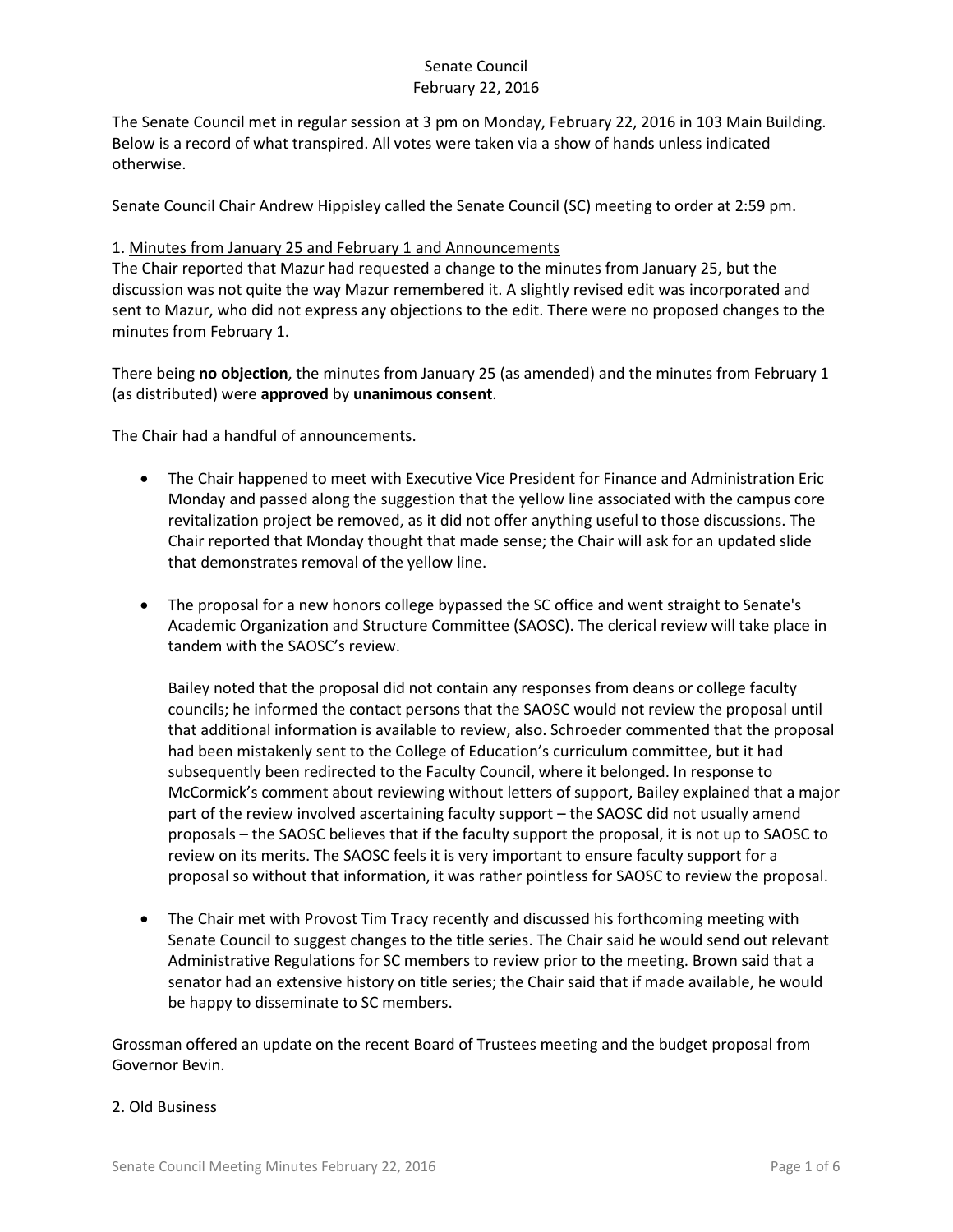Senate Council
February 22, 2016

The Senate Council met in regular session at 3 pm on Monday, February 22, 2016 in 103 Main Building. Below is a record of what transpired. All votes were taken via a show of hands unless indicated otherwise.

Senate Council Chair Andrew Hippisley called the Senate Council (SC) meeting to order at 2:59 pm.

1. <u>Minutes from January 25 and February 1 and Announcements</u>

The Chair reported that Mazur had requested a change to the minutes from January 25, but the discussion was not quite the way Mazur remembered it. A slightly revised edit was incorporated and sent to Mazur, who did not express any objections to the edit. There were no proposed changes to the minutes from February 1.

There being **no objection**, the minutes from January 25 (as amended) and the minutes from February 1 (as distributed) were **approved** by **unanimous consent**.

The Chair had a handful of announcements.

- The Chair happened to meet with Executive Vice President for Finance and Administration Eric Monday and passed along the suggestion that the yellow line associated with the campus core revitalization project be removed, as it did not offer anything useful to those discussions. The Chair reported that Monday thought that made sense; the Chair will ask for an updated slide that demonstrates removal of the yellow line.

- The proposal for a new honors college bypassed the SC office and went straight to Senate's Academic Organization and Structure Committee (SAOSC). The clerical review will take place in tandem with the SAOSC's review.

  Bailey noted that the proposal did not contain any responses from deans or college faculty councils; he informed the contact persons that the SAOSC would not review the proposal until that additional information is available to review, also. Schroeder commented that the proposal had been mistakenly sent to the College of Education's curriculum committee, but it had subsequently been redirected to the Faculty Council, where it belonged. In response to McCormick's comment about reviewing without letters of support, Bailey explained that a major part of the review involved ascertaining faculty support – the SAOSC did not usually amend proposals – the SAOSC believes that if the faculty support the proposal, it is not up to SAOSC to review on its merits. The SAOSC feels it is very important to ensure faculty support for a proposal so without that information, it was rather pointless for SAOSC to review the proposal.

- The Chair met with Provost Tim Tracy recently and discussed his forthcoming meeting with Senate Council to suggest changes to the title series. The Chair said he would send out relevant Administrative Regulations for SC members to review prior to the meeting. Brown said that a senator had an extensive history on title series; the Chair said that if made available, he would be happy to disseminate to SC members.

Grossman offered an update on the recent Board of Trustees meeting and the budget proposal from Governor Bevin.

2. <u>Old Business</u>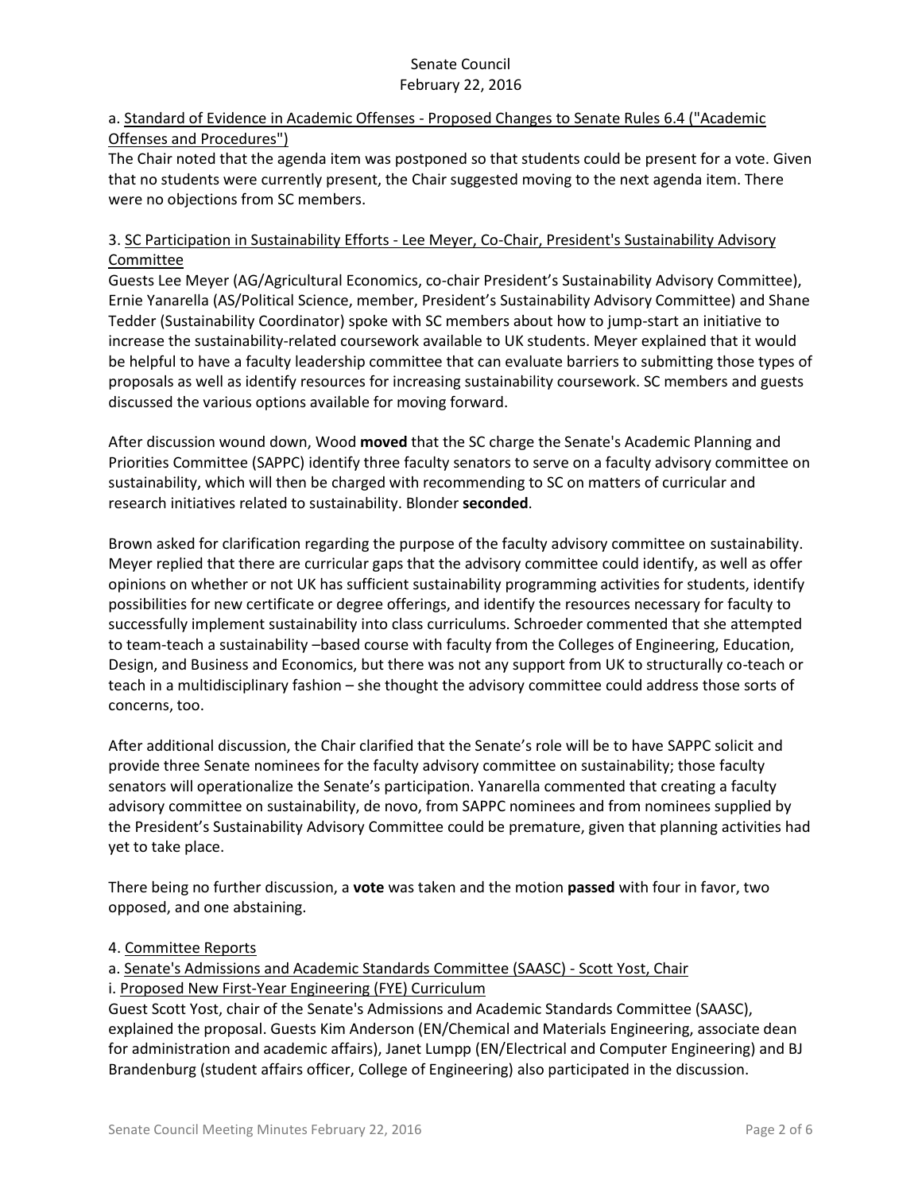a. Standard of Evidence in Academic Offenses - Proposed Changes to Senate Rules 6.4 ("Academic Offenses and Procedures")

The Chair noted that the agenda item was postponed so that students could be present for a vote. Given that no students were currently present, the Chair suggested moving to the next agenda item. There were no objections from SC members.

3. SC Participation in Sustainability Efforts - Lee Meyer, Co-Chair, President's Sustainability Advisory Committee

Guests Lee Meyer (AG/Agricultural Economics, co-chair President's Sustainability Advisory Committee), Ernie Yanarella (AS/Political Science, member, President's Sustainability Advisory Committee) and Shane Tedder (Sustainability Coordinator) spoke with SC members about how to jump-start an initiative to increase the sustainability-related coursework available to UK students. Meyer explained that it would be helpful to have a faculty leadership committee that can evaluate barriers to submitting those types of proposals as well as identify resources for increasing sustainability coursework. SC members and guests discussed the various options available for moving forward.

After discussion wound down, Wood **moved** that the SC charge the Senate's Academic Planning and Priorities Committee (SAPPC) identify three faculty senators to serve on a faculty advisory committee on sustainability, which will then be charged with recommending to SC on matters of curricular and research initiatives related to sustainability. Blonder **seconded**.

Brown asked for clarification regarding the purpose of the faculty advisory committee on sustainability. Meyer replied that there are curricular gaps that the advisory committee could identify, as well as offer opinions on whether or not UK has sufficient sustainability programming activities for students, identify possibilities for new certificate or degree offerings, and identify the resources necessary for faculty to successfully implement sustainability into class curriculums. Schroeder commented that she attempted to team-teach a sustainability –based course with faculty from the Colleges of Engineering, Education, Design, and Business and Economics, but there was not any support from UK to structurally co-teach or teach in a multidisciplinary fashion – she thought the advisory committee could address those sorts of concerns, too.

After additional discussion, the Chair clarified that the Senate's role will be to have SAPPC solicit and provide three Senate nominees for the faculty advisory committee on sustainability; those faculty senators will operationalize the Senate's participation. Yanarella commented that creating a faculty advisory committee on sustainability, de novo, from SAPPC nominees and from nominees supplied by the President's Sustainability Advisory Committee could be premature, given that planning activities had yet to take place.

There being no further discussion, a **vote** was taken and the motion **passed** with four in favor, two opposed, and one abstaining.

4. Committee Reports

a. Senate's Admissions and Academic Standards Committee (SAASC) - Scott Yost, Chair

i. Proposed New First-Year Engineering (FYE) Curriculum

Guest Scott Yost, chair of the Senate's Admissions and Academic Standards Committee (SAASC), explained the proposal. Guests Kim Anderson (EN/Chemical and Materials Engineering, associate dean for administration and academic affairs), Janet Lumpp (EN/Electrical and Computer Engineering) and BJ Brandenburg (student affairs officer, College of Engineering) also participated in the discussion.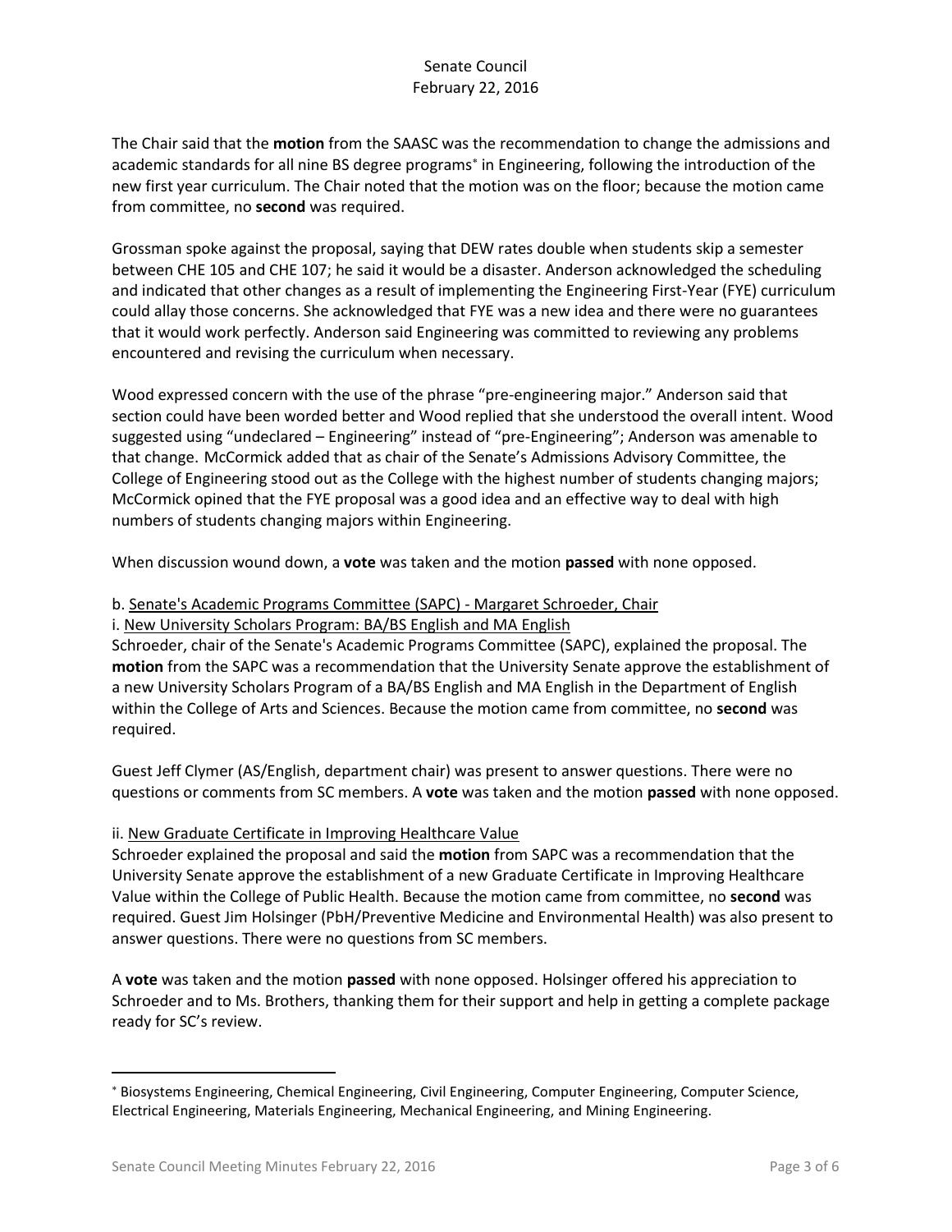The Chair said that the **motion** from the SAASC was the recommendation to change the admissions and academic standards for all nine BS degree programs[*] in Engineering, following the introduction of the new first year curriculum. The Chair noted that the motion was on the floor; because the motion came from committee, no **second** was required.

Grossman spoke against the proposal, saying that DEW rates double when students skip a semester between CHE 105 and CHE 107; he said it would be a disaster. Anderson acknowledged the scheduling and indicated that other changes as a result of implementing the Engineering First-Year (FYE) curriculum could allay those concerns. She acknowledged that FYE was a new idea and there were no guarantees that it would work perfectly. Anderson said Engineering was committed to reviewing any problems encountered and revising the curriculum when necessary.

Wood expressed concern with the use of the phrase "pre-engineering major." Anderson said that section could have been worded better and Wood replied that she understood the overall intent. Wood suggested using "undeclared – Engineering" instead of "pre-Engineering"; Anderson was amenable to that change. McCormick added that as chair of the Senate's Admissions Advisory Committee, the College of Engineering stood out as the College with the highest number of students changing majors; McCormick opined that the FYE proposal was a good idea and an effective way to deal with high numbers of students changing majors within Engineering.

When discussion wound down, a **vote** was taken and the motion **passed** with none opposed.

b. <u>Senate's Academic Programs Committee (SAPC) - Margaret Schroeder, Chair</u>

i. <u>New University Scholars Program: BA/BS English and MA English</u>

Schroeder, chair of the Senate's Academic Programs Committee (SAPC), explained the proposal. The **motion** from the SAPC was a recommendation that the University Senate approve the establishment of a new University Scholars Program of a BA/BS English and MA English in the Department of English within the College of Arts and Sciences. Because the motion came from committee, no **second** was required.

Guest Jeff Clymer (AS/English, department chair) was present to answer questions. There were no questions or comments from SC members. A **vote** was taken and the motion **passed** with none opposed.

ii. <u>New Graduate Certificate in Improving Healthcare Value</u>

Schroeder explained the proposal and said the **motion** from SAPC was a recommendation that the University Senate approve the establishment of a new Graduate Certificate in Improving Healthcare Value within the College of Public Health. Because the motion came from committee, no **second** was required. Guest Jim Holsinger (PbH/Preventive Medicine and Environmental Health) was also present to answer questions. There were no questions from SC members.

A **vote** was taken and the motion **passed** with none opposed. Holsinger offered his appreciation to Schroeder and to Ms. Brothers, thanking them for their support and help in getting a complete package ready for SC's review.

---

[*] Biosystems Engineering, Chemical Engineering, Civil Engineering, Computer Engineering, Computer Science, Electrical Engineering, Materials Engineering, Mechanical Engineering, and Mining Engineering.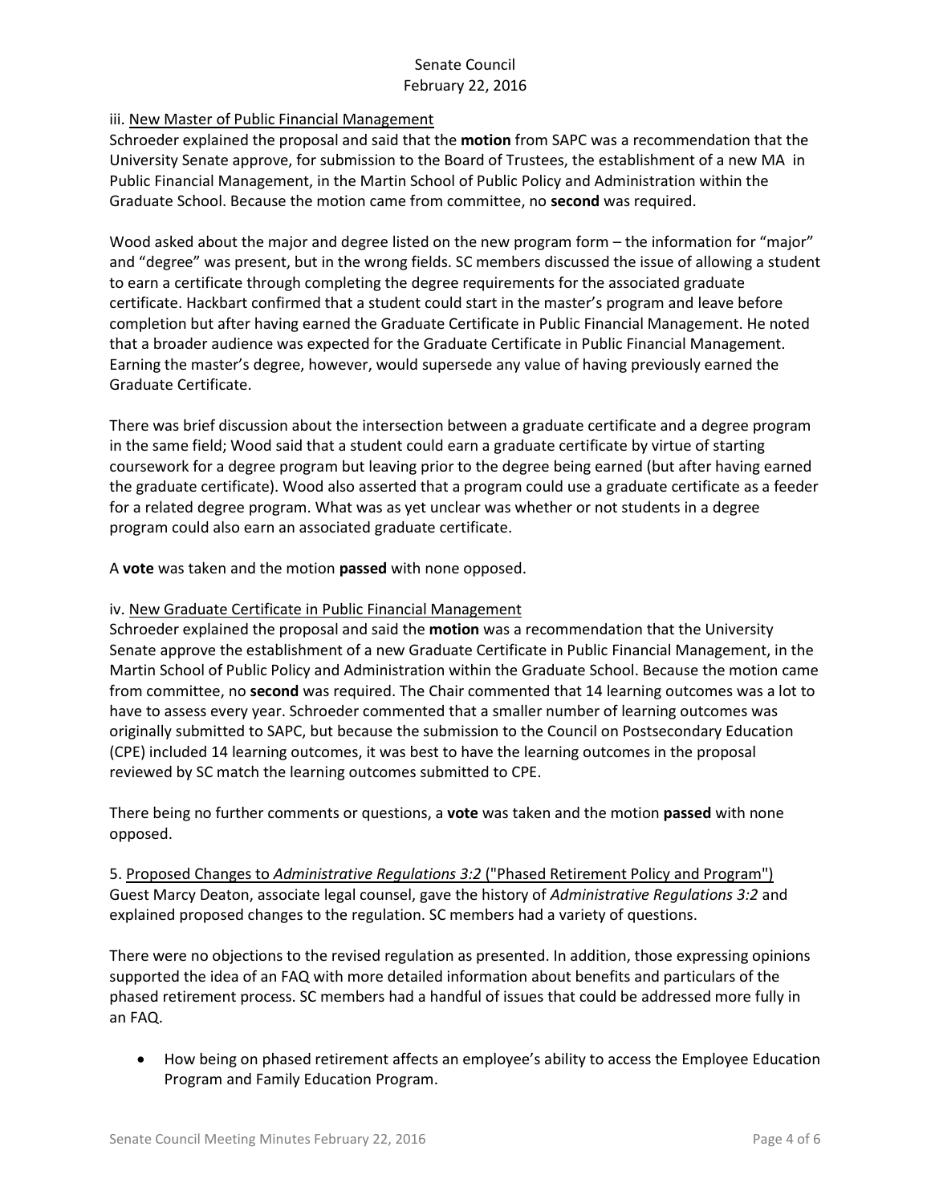iii. New Master of Public Financial Management

Schroeder explained the proposal and said that the **motion** from SAPC was a recommendation that the University Senate approve, for submission to the Board of Trustees, the establishment of a new MA in Public Financial Management, in the Martin School of Public Policy and Administration within the Graduate School. Because the motion came from committee, no **second** was required.

Wood asked about the major and degree listed on the new program form – the information for "major" and "degree" was present, but in the wrong fields. SC members discussed the issue of allowing a student to earn a certificate through completing the degree requirements for the associated graduate certificate. Hackbart confirmed that a student could start in the master's program and leave before completion but after having earned the Graduate Certificate in Public Financial Management. He noted that a broader audience was expected for the Graduate Certificate in Public Financial Management. Earning the master's degree, however, would supersede any value of having previously earned the Graduate Certificate.

There was brief discussion about the intersection between a graduate certificate and a degree program in the same field; Wood said that a student could earn a graduate certificate by virtue of starting coursework for a degree program but leaving prior to the degree being earned (but after having earned the graduate certificate). Wood also asserted that a program could use a graduate certificate as a feeder for a related degree program. What was as yet unclear was whether or not students in a degree program could also earn an associated graduate certificate.

A **vote** was taken and the motion **passed** with none opposed.

iv. New Graduate Certificate in Public Financial Management

Schroeder explained the proposal and said the **motion** was a recommendation that the University Senate approve the establishment of a new Graduate Certificate in Public Financial Management, in the Martin School of Public Policy and Administration within the Graduate School. Because the motion came from committee, no **second** was required. The Chair commented that 14 learning outcomes was a lot to have to assess every year. Schroeder commented that a smaller number of learning outcomes was originally submitted to SAPC, but because the submission to the Council on Postsecondary Education (CPE) included 14 learning outcomes, it was best to have the learning outcomes in the proposal reviewed by SC match the learning outcomes submitted to CPE.

There being no further comments or questions, a **vote** was taken and the motion **passed** with none opposed.

5. Proposed Changes to *Administrative Regulations 3:2* ("Phased Retirement Policy and Program")

Guest Marcy Deaton, associate legal counsel, gave the history of *Administrative Regulations 3:2* and explained proposed changes to the regulation. SC members had a variety of questions.

There were no objections to the revised regulation as presented. In addition, those expressing opinions supported the idea of an FAQ with more detailed information about benefits and particulars of the phased retirement process. SC members had a handful of issues that could be addressed more fully in an FAQ.

- How being on phased retirement affects an employee's ability to access the Employee Education Program and Family Education Program.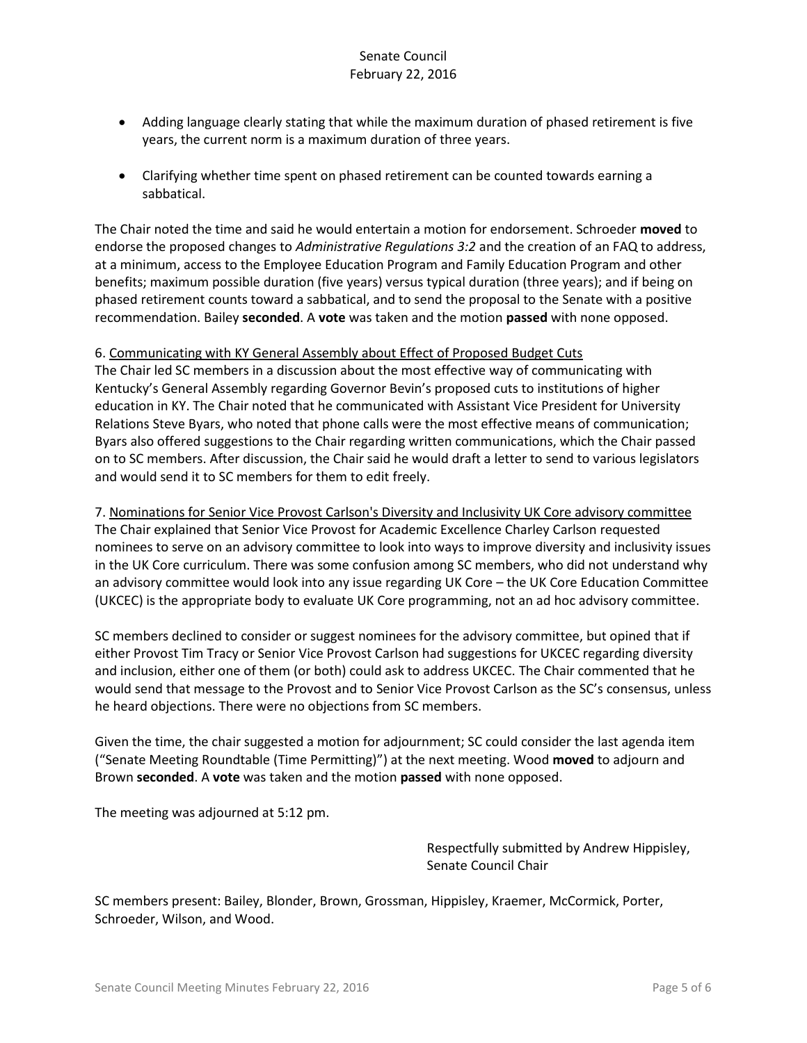- Adding language clearly stating that while the maximum duration of phased retirement is five years, the current norm is a maximum duration of three years.

- Clarifying whether time spent on phased retirement can be counted towards earning a sabbatical.

The Chair noted the time and said he would entertain a motion for endorsement. Schroeder **moved** to endorse the proposed changes to *Administrative Regulations 3:2* and the creation of an FAQ to address, at a minimum, access to the Employee Education Program and Family Education Program and other benefits; maximum possible duration (five years) versus typical duration (three years); and if being on phased retirement counts toward a sabbatical, and to send the proposal to the Senate with a positive recommendation. Bailey **seconded**. A **vote** was taken and the motion **passed** with none opposed.

6. Communicating with KY General Assembly about Effect of Proposed Budget Cuts

The Chair led SC members in a discussion about the most effective way of communicating with Kentucky's General Assembly regarding Governor Bevin's proposed cuts to institutions of higher education in KY. The Chair noted that he communicated with Assistant Vice President for University Relations Steve Byars, who noted that phone calls were the most effective means of communication; Byars also offered suggestions to the Chair regarding written communications, which the Chair passed on to SC members. After discussion, the Chair said he would draft a letter to send to various legislators and would send it to SC members for them to edit freely.

7. Nominations for Senior Vice Provost Carlson's Diversity and Inclusivity UK Core advisory committee

The Chair explained that Senior Vice Provost for Academic Excellence Charley Carlson requested nominees to serve on an advisory committee to look into ways to improve diversity and inclusivity issues in the UK Core curriculum. There was some confusion among SC members, who did not understand why an advisory committee would look into any issue regarding UK Core – the UK Core Education Committee (UKCEC) is the appropriate body to evaluate UK Core programming, not an ad hoc advisory committee.

SC members declined to consider or suggest nominees for the advisory committee, but opined that if either Provost Tim Tracy or Senior Vice Provost Carlson had suggestions for UKCEC regarding diversity and inclusion, either one of them (or both) could ask to address UKCEC. The Chair commented that he would send that message to the Provost and to Senior Vice Provost Carlson as the SC's consensus, unless he heard objections. There were no objections from SC members.

Given the time, the chair suggested a motion for adjournment; SC could consider the last agenda item ("Senate Meeting Roundtable (Time Permitting)") at the next meeting. Wood **moved** to adjourn and Brown **seconded**. A **vote** was taken and the motion **passed** with none opposed.

The meeting was adjourned at 5:12 pm.

Respectfully submitted by Andrew Hippisley,
Senate Council Chair

SC members present: Bailey, Blonder, Brown, Grossman, Hippisley, Kraemer, McCormick, Porter, Schroeder, Wilson, and Wood.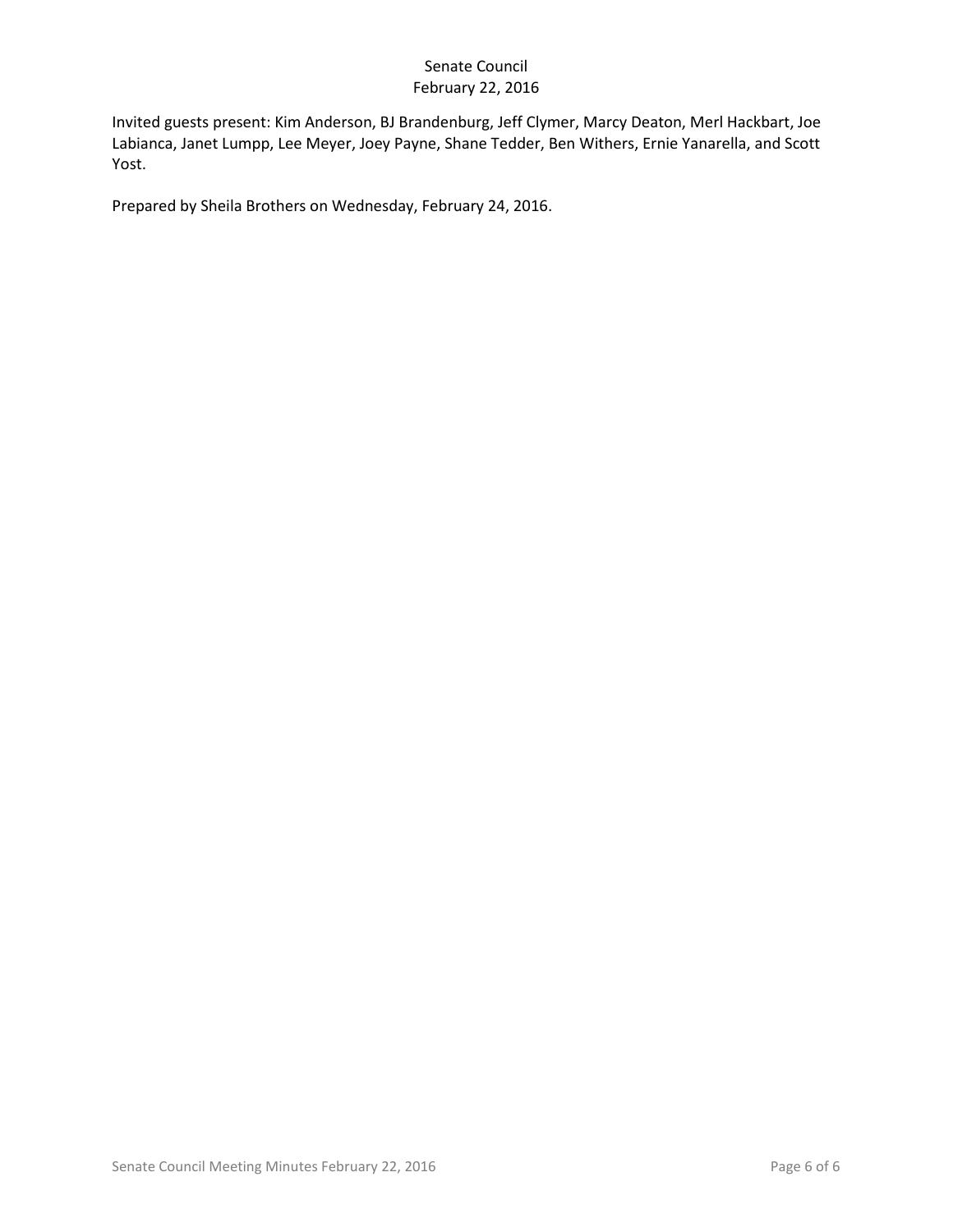Invited guests present: Kim Anderson, BJ Brandenburg, Jeff Clymer, Marcy Deaton, Merl Hackbart, Joe Labianca, Janet Lumpp, Lee Meyer, Joey Payne, Shane Tedder, Ben Withers, Ernie Yanarella, and Scott Yost.

Prepared by Sheila Brothers on Wednesday, February 24, 2016.